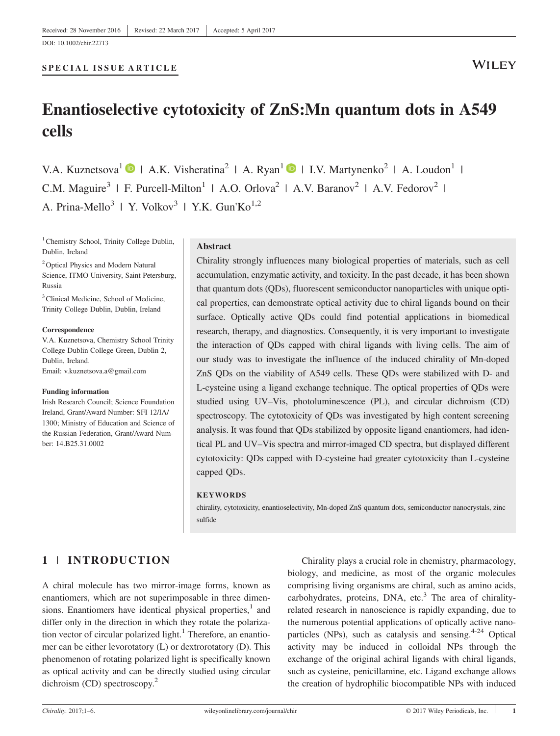Received: 28 November 2016 | Revised: 22 March 2017 | Accepted: 5 April 2017

DOI: 10.1002/chir.22713

**SPECIAL ISSUE ARTICLE**

# Enantioselective cytotoxicity of ZnS:Mn quantum dots in A549 cells

V.A. Kuznetsova[1] | A.K. Visheratina[2] | A. Ryan[1] | I.V. Martynenko[2] | A. Loudon[1] | C.M. Maguire[3] | F. Purcell-Milton[1] | A.O. Orlova[2] | A.V. Baranov[2] | A.V. Fedorov[2] | A. Prina-Mello[3] | Y. Volkov[3] | Y.K. Gun'Ko[1,2]

[1] Chemistry School, Trinity College Dublin, Dublin, Ireland

[2] Optical Physics and Modern Natural Science, ITMO University, Saint Petersburg, Russia

[3] Clinical Medicine, School of Medicine, Trinity College Dublin, Dublin, Ireland

**Correspondence**
V.A. Kuznetsova, Chemistry School Trinity College Dublin College Green, Dublin 2, Dublin, Ireland.
Email: v.kuznetsova.a@gmail.com

**Funding information**
Irish Research Council; Science Foundation Ireland, Grant/Award Number: SFI 12/IA/1300; Ministry of Education and Science of the Russian Federation, Grant/Award Number: 14.B25.31.0002

## Abstract

Chirality strongly influences many biological properties of materials, such as cell accumulation, enzymatic activity, and toxicity. In the past decade, it has been shown that quantum dots (QDs), fluorescent semiconductor nanoparticles with unique optical properties, can demonstrate optical activity due to chiral ligands bound on their surface. Optically active QDs could find potential applications in biomedical research, therapy, and diagnostics. Consequently, it is very important to investigate the interaction of QDs capped with chiral ligands with living cells. The aim of our study was to investigate the influence of the induced chirality of Mn-doped ZnS QDs on the viability of A549 cells. These QDs were stabilized with D- and L-cysteine using a ligand exchange technique. The optical properties of QDs were studied using UV–Vis, photoluminescence (PL), and circular dichroism (CD) spectroscopy. The cytotoxicity of QDs was investigated by high content screening analysis. It was found that QDs stabilized by opposite ligand enantiomers, had identical PL and UV–Vis spectra and mirror-imaged CD spectra, but displayed different cytotoxicity: QDs capped with D-cysteine had greater cytotoxicity than L-cysteine capped QDs.

**KEYWORDS**

chirality, cytotoxicity, enantioselectivity, Mn-doped ZnS quantum dots, semiconductor nanocrystals, zinc sulfide

## 1 | INTRODUCTION

A chiral molecule has two mirror-image forms, known as enantiomers, which are not superimposable in three dimensions. Enantiomers have identical physical properties,[1] and differ only in the direction in which they rotate the polarization vector of circular polarized light.[1] Therefore, an enantiomer can be either levorotatory (L) or dextrorotatory (D). This phenomenon of rotating polarized light is specifically known as optical activity and can be directly studied using circular dichroism (CD) spectroscopy.[2]

Chirality plays a crucial role in chemistry, pharmacology, biology, and medicine, as most of the organic molecules comprising living organisms are chiral, such as amino acids, carbohydrates, proteins, DNA, etc.[3] The area of chirality-related research in nanoscience is rapidly expanding, due to the numerous potential applications of optically active nanoparticles (NPs), such as catalysis and sensing.[4-24] Optical activity may be induced in colloidal NPs through the exchange of the original achiral ligands with chiral ligands, such as cysteine, penicillamine, etc. Ligand exchange allows the creation of hydrophilic biocompatible NPs with induced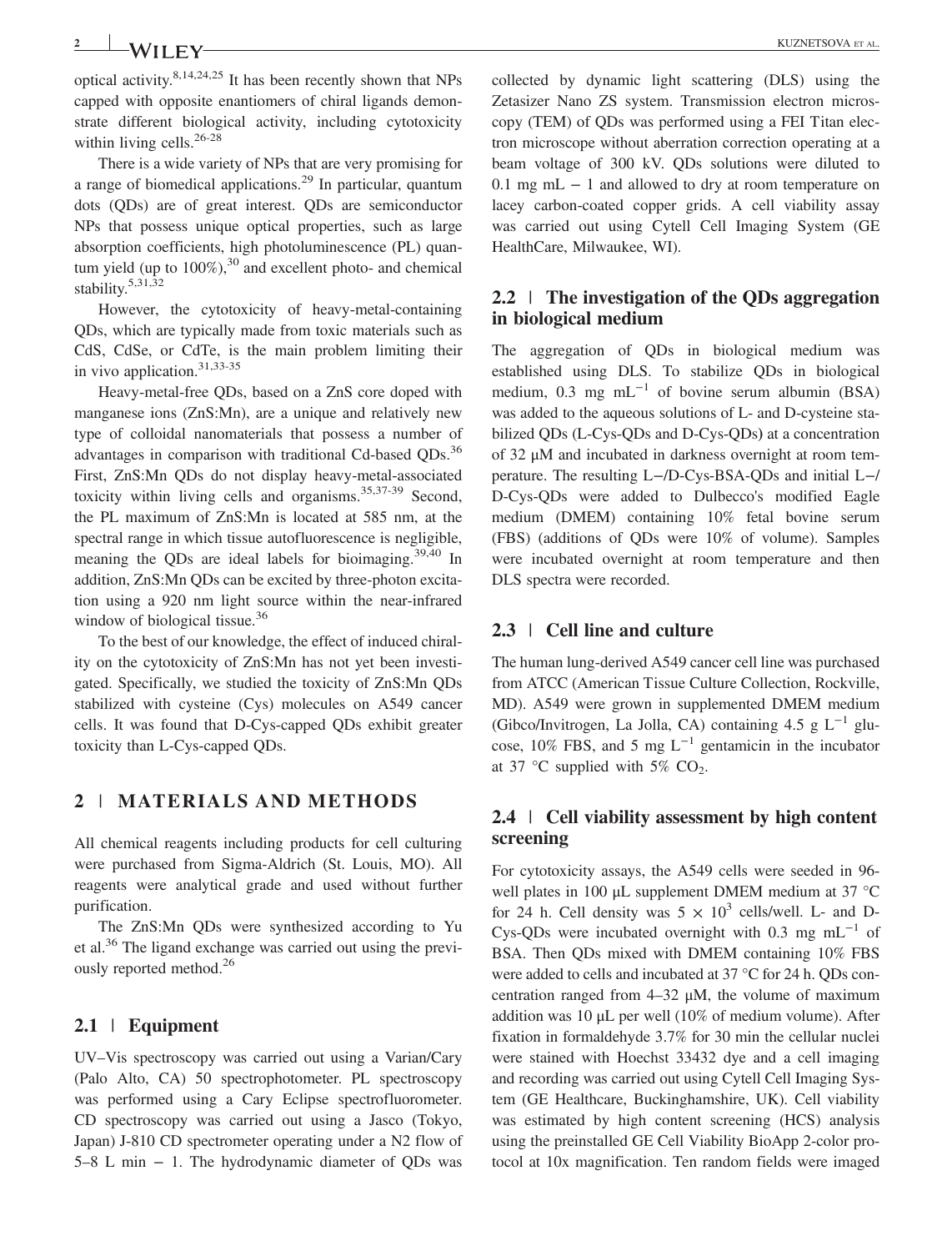optical activity.[8,14,24,25] It has been recently shown that NPs capped with opposite enantiomers of chiral ligands demonstrate different biological activity, including cytotoxicity within living cells.[26-28]

There is a wide variety of NPs that are very promising for a range of biomedical applications.[29] In particular, quantum dots (QDs) are of great interest. QDs are semiconductor NPs that possess unique optical properties, such as large absorption coefficients, high photoluminescence (PL) quantum yield (up to 100%),[30] and excellent photo- and chemical stability.[5,31,32]

However, the cytotoxicity of heavy-metal-containing QDs, which are typically made from toxic materials such as CdS, CdSe, or CdTe, is the main problem limiting their in vivo application.[31,33-35]

Heavy-metal-free QDs, based on a ZnS core doped with manganese ions (ZnS:Mn), are a unique and relatively new type of colloidal nanomaterials that possess a number of advantages in comparison with traditional Cd-based QDs.[36] First, ZnS:Mn QDs do not display heavy-metal-associated toxicity within living cells and organisms.[35,37-39] Second, the PL maximum of ZnS:Mn is located at 585 nm, at the spectral range in which tissue autofluorescence is negligible, meaning the QDs are ideal labels for bioimaging.[39,40] In addition, ZnS:Mn QDs can be excited by three-photon excitation using a 920 nm light source within the near-infrared window of biological tissue.[36]

To the best of our knowledge, the effect of induced chirality on the cytotoxicity of ZnS:Mn has not yet been investigated. Specifically, we studied the toxicity of ZnS:Mn QDs stabilized with cysteine (Cys) molecules on A549 cancer cells. It was found that D-Cys-capped QDs exhibit greater toxicity than L-Cys-capped QDs.

## 2 | MATERIALS AND METHODS

All chemical reagents including products for cell culturing were purchased from Sigma-Aldrich (St. Louis, MO). All reagents were analytical grade and used without further purification.

The ZnS:Mn QDs were synthesized according to Yu et al.[36] The ligand exchange was carried out using the previously reported method.[26]

### 2.1 | Equipment

UV–Vis spectroscopy was carried out using a Varian/Cary (Palo Alto, CA) 50 spectrophotometer. PL spectroscopy was performed using a Cary Eclipse spectrofluorometer. CD spectroscopy was carried out using a Jasco (Tokyo, Japan) J-810 CD spectrometer operating under a $N_2$ flow of 5–8 L min − 1. The hydrodynamic diameter of QDs was collected by dynamic light scattering (DLS) using the Zetasizer Nano ZS system. Transmission electron microscopy (TEM) of QDs was performed using a FEI Titan electron microscope without aberration correction operating at a beam voltage of 300 kV. QDs solutions were diluted to 0.1 mg mL − 1 and allowed to dry at room temperature on lacey carbon-coated copper grids. A cell viability assay was carried out using Cytell Cell Imaging System (GE HealthCare, Milwaukee, WI).

### 2.2 | The investigation of the QDs aggregation in biological medium

The aggregation of QDs in biological medium was established using DLS. To stabilize QDs in biological medium, 0.3 mg $mL^{-1}$ of bovine serum albumin (BSA) was added to the aqueous solutions of L- and D-cysteine stabilized QDs (L-Cys-QDs and D-Cys-QDs) at a concentration of 32 μM and incubated in darkness overnight at room temperature. The resulting L−/D-Cys-BSA-QDs and initial L−/D-Cys-QDs were added to Dulbecco's modified Eagle medium (DMEM) containing 10% fetal bovine serum (FBS) (additions of QDs were 10% of volume). Samples were incubated overnight at room temperature and then DLS spectra were recorded.

### 2.3 | Cell line and culture

The human lung-derived A549 cancer cell line was purchased from ATCC (American Tissue Culture Collection, Rockville, MD). A549 were grown in supplemented DMEM medium (Gibco/Invitrogen, La Jolla, CA) containing 4.5 g $L^{-1}$ glucose, 10% FBS, and 5 mg $L^{-1}$ gentamicin in the incubator at 37 °C supplied with 5% $CO_2$.

### 2.4 | Cell viability assessment by high content screening

For cytotoxicity assays, the A549 cells were seeded in 96-well plates in 100 μL supplement DMEM medium at 37 °C for 24 h. Cell density was $5 \times 10^3$ cells/well. L- and D-Cys-QDs were incubated overnight with 0.3 mg $mL^{-1}$ of BSA. Then QDs mixed with DMEM containing 10% FBS were added to cells and incubated at 37 °C for 24 h. QDs concentration ranged from 4–32 μM, the volume of maximum addition was 10 μL per well (10% of medium volume). After fixation in formaldehyde 3.7% for 30 min the cellular nuclei were stained with Hoechst 33432 dye and a cell imaging and recording was carried out using Cytell Cell Imaging System (GE Healthcare, Buckinghamshire, UK). Cell viability was estimated by high content screening (HCS) analysis using the preinstalled GE Cell Viability BioApp 2-color protocol at 10x magnification. Ten random fields were imaged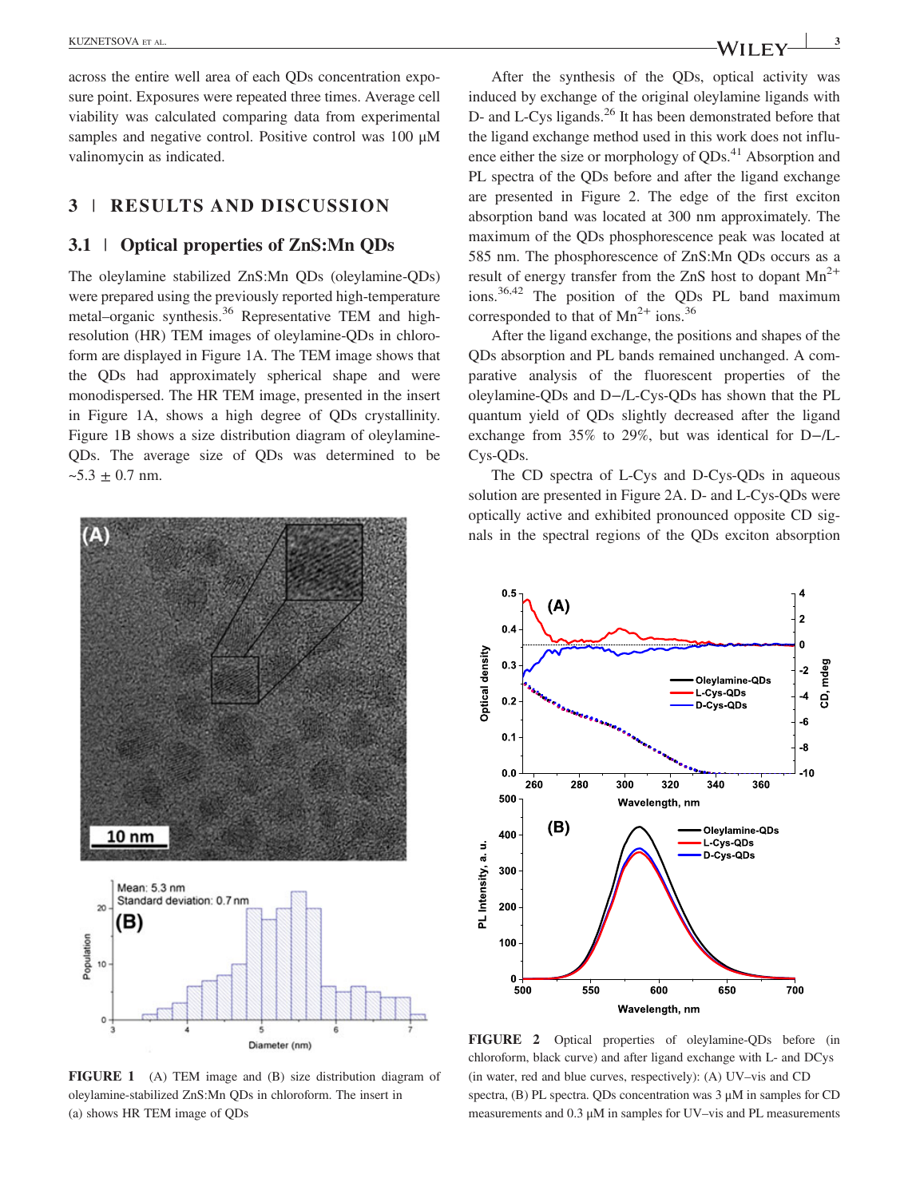across the entire well area of each QDs concentration exposure point. Exposures were repeated three times. Average cell viability was calculated comparing data from experimental samples and negative control. Positive control was 100 μM valinomycin as indicated.

## 3 | RESULTS AND DISCUSSION

### 3.1 | Optical properties of ZnS:Mn QDs

The oleylamine stabilized ZnS:Mn QDs (oleylamine-QDs) were prepared using the previously reported high-temperature metal–organic synthesis.[36] Representative TEM and high-resolution (HR) TEM images of oleylamine-QDs in chloroform are displayed in Figure 1A. The TEM image shows that the QDs had approximately spherical shape and were monodispersed. The HR TEM image, presented in the insert in Figure 1A, shows a high degree of QDs crystallinity. Figure 1B shows a size distribution diagram of oleylamine-QDs. The average size of QDs was determined to be ~5.3 ± 0.7 nm.

FIGURE 1 (A) TEM image and (B) size distribution diagram of oleylamine-stabilized ZnS:Mn QDs in chloroform. The insert in (a) shows HR TEM image of QDs

After the synthesis of the QDs, optical activity was induced by exchange of the original oleylamine ligands with D- and L-Cys ligands.[26] It has been demonstrated before that the ligand exchange method used in this work does not influence either the size or morphology of QDs.[41] Absorption and PL spectra of the QDs before and after the ligand exchange are presented in Figure 2. The edge of the first exciton absorption band was located at 300 nm approximately. The maximum of the QDs phosphorescence peak was located at 585 nm. The phosphorescence of ZnS:Mn QDs occurs as a result of energy transfer from the ZnS host to dopant $Mn^{2+}$ ions.[36,42] The position of the QDs PL band maximum corresponded to that of $Mn^{2+}$ ions.[36]

After the ligand exchange, the positions and shapes of the QDs absorption and PL bands remained unchanged. A comparative analysis of the fluorescent properties of the oleylamine-QDs and D−/L-Cys-QDs has shown that the PL quantum yield of QDs slightly decreased after the ligand exchange from 35% to 29%, but was identical for D−/L-Cys-QDs.

The CD spectra of L-Cys and D-Cys-QDs in aqueous solution are presented in Figure 2A. D- and L-Cys-QDs were optically active and exhibited pronounced opposite CD signals in the spectral regions of the QDs exciton absorption

FIGURE 2 Optical properties of oleylamine-QDs before (in chloroform, black curve) and after ligand exchange with L- and DCys (in water, red and blue curves, respectively): (A) UV–vis and CD spectra, (B) PL spectra. QDs concentration was 3 μM in samples for CD measurements and 0.3 μM in samples for UV–vis and PL measurements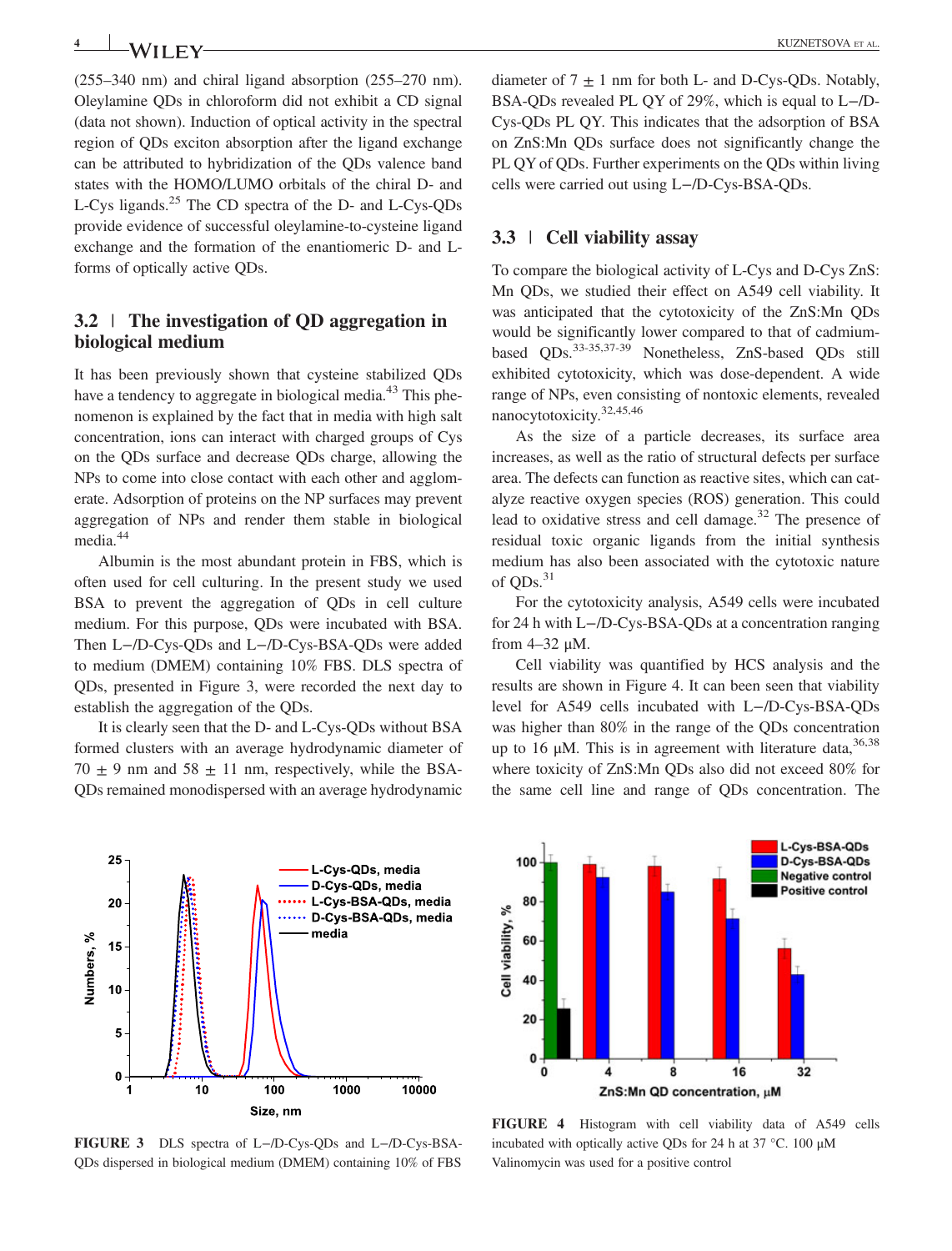(255–340 nm) and chiral ligand absorption (255–270 nm). Oleylamine QDs in chloroform did not exhibit a CD signal (data not shown). Induction of optical activity in the spectral region of QDs exciton absorption after the ligand exchange can be attributed to hybridization of the QDs valence band states with the HOMO/LUMO orbitals of the chiral D- and L-Cys ligands.[25] The CD spectra of the D- and L-Cys-QDs provide evidence of successful oleylamine-to-cysteine ligand exchange and the formation of the enantiomeric D- and L-forms of optically active QDs.

## 3.2 | The investigation of QD aggregation in biological medium

It has been previously shown that cysteine stabilized QDs have a tendency to aggregate in biological media.[43] This phenomenon is explained by the fact that in media with high salt concentration, ions can interact with charged groups of Cys on the QDs surface and decrease QDs charge, allowing the NPs to come into close contact with each other and agglomerate. Adsorption of proteins on the NP surfaces may prevent aggregation of NPs and render them stable in biological media.[44]

Albumin is the most abundant protein in FBS, which is often used for cell culturing. In the present study we used BSA to prevent the aggregation of QDs in cell culture medium. For this purpose, QDs were incubated with BSA. Then L−/D-Cys-QDs and L−/D-Cys-BSA-QDs were added to medium (DMEM) containing 10% FBS. DLS spectra of QDs, presented in Figure 3, were recorded the next day to establish the aggregation of the QDs.

It is clearly seen that the D- and L-Cys-QDs without BSA formed clusters with an average hydrodynamic diameter of 70 ± 9 nm and 58 ± 11 nm, respectively, while the BSA-QDs remained monodispersed with an average hydrodynamic diameter of 7 ± 1 nm for both L- and D-Cys-QDs. Notably, BSA-QDs revealed PL QY of 29%, which is equal to L−/D-Cys-QDs PL QY. This indicates that the adsorption of BSA on ZnS:Mn QDs surface does not significantly change the PL QY of QDs. Further experiments on the QDs within living cells were carried out using L−/D-Cys-BSA-QDs.

## 3.3 | Cell viability assay

To compare the biological activity of L-Cys and D-Cys ZnS:Mn QDs, we studied their effect on A549 cell viability. It was anticipated that the cytotoxicity of the ZnS:Mn QDs would be significantly lower compared to that of cadmium-based QDs.[33-35,37-39] Nonetheless, ZnS-based QDs still exhibited cytotoxicity, which was dose-dependent. A wide range of NPs, even consisting of nontoxic elements, revealed nanocytotoxicity.[32,45,46]

As the size of a particle decreases, its surface area increases, as well as the ratio of structural defects per surface area. The defects can function as reactive sites, which can catalyze reactive oxygen species (ROS) generation. This could lead to oxidative stress and cell damage.[32] The presence of residual toxic organic ligands from the initial synthesis medium has also been associated with the cytotoxic nature of QDs.[31]

For the cytotoxicity analysis, A549 cells were incubated for 24 h with L−/D-Cys-BSA-QDs at a concentration ranging from 4–32 μM.

Cell viability was quantified by HCS analysis and the results are shown in Figure 4. It can been seen that viability level for A549 cells incubated with L−/D-Cys-BSA-QDs was higher than 80% in the range of the QDs concentration up to 16 μM. This is in agreement with literature data,[36,38] where toxicity of ZnS:Mn QDs also did not exceed 80% for the same cell line and range of QDs concentration. The

**FIGURE 3** DLS spectra of L−/D-Cys-QDs and L−/D-Cys-BSA-QDs dispersed in biological medium (DMEM) containing 10% of FBS

**FIGURE 4** Histogram with cell viability data of A549 cells incubated with optically active QDs for 24 h at 37 °C. 100 μM Valinomycin was used for a positive control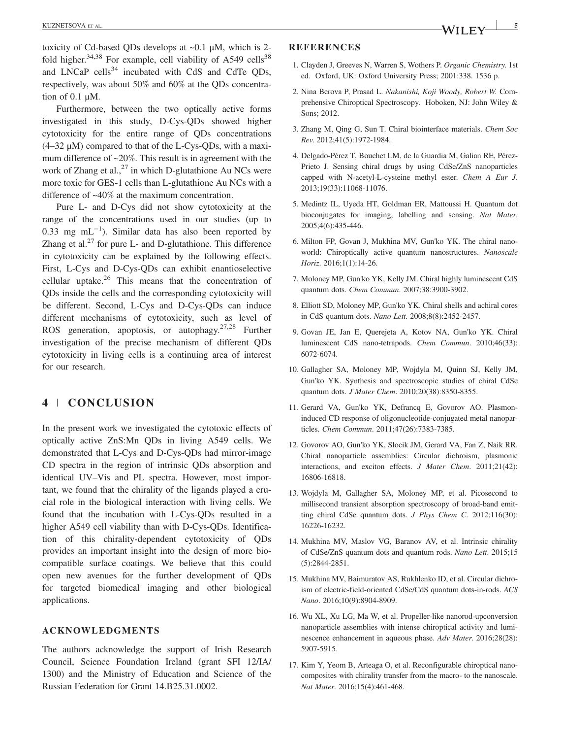toxicity of Cd-based QDs develops at ~0.1 μM, which is 2-fold higher.[34,38] For example, cell viability of A549 cells[38] and LNCaP cells[34] incubated with CdS and CdTe QDs, respectively, was about 50% and 60% at the QDs concentration of 0.1 μM.

Furthermore, between the two optically active forms investigated in this study, D-Cys-QDs showed higher cytotoxicity for the entire range of QDs concentrations (4–32 μM) compared to that of the L-Cys-QDs, with a maximum difference of ~20%. This result is in agreement with the work of Zhang et al.,[27] in which D-glutathione Au NCs were more toxic for GES-1 cells than L-glutathione Au NCs with a difference of ~40% at the maximum concentration.

Pure L- and D-Cys did not show cytotoxicity at the range of the concentrations used in our studies (up to 0.33 mg $mL^{-1}$). Similar data has also been reported by Zhang et al.[27] for pure L- and D-glutathione. This difference in cytotoxicity can be explained by the following effects. First, L-Cys and D-Cys-QDs can exhibit enantioselective cellular uptake.[26] This means that the concentration of QDs inside the cells and the corresponding cytotoxicity will be different. Second, L-Cys and D-Cys-QDs can induce different mechanisms of cytotoxicity, such as level of ROS generation, apoptosis, or autophagy.[27,28] Further investigation of the precise mechanism of different QDs cytotoxicity in living cells is a continuing area of interest for our research.

## 4 | CONCLUSION

In the present work we investigated the cytotoxic effects of optically active ZnS:Mn QDs in living A549 cells. We demonstrated that L-Cys and D-Cys-QDs had mirror-image CD spectra in the region of intrinsic QDs absorption and identical UV–Vis and PL spectra. However, most important, we found that the chirality of the ligands played a crucial role in the biological interaction with living cells. We found that the incubation with L-Cys-QDs resulted in a higher A549 cell viability than with D-Cys-QDs. Identification of this chirality-dependent cytotoxicity of QDs provides an important insight into the design of more biocompatible surface coatings. We believe that this could open new avenues for the further development of QDs for targeted biomedical imaging and other biological applications.

### ACKNOWLEDGMENTS

The authors acknowledge the support of Irish Research Council, Science Foundation Ireland (grant SFI 12/IA/1300) and the Ministry of Education and Science of the Russian Federation for Grant 14.B25.31.0002.

### REFERENCES

1. Clayden J, Greeves N, Warren S, Wothers P. *Organic Chemistry*. 1st ed. Oxford, UK: Oxford University Press; 2001:338. 1536 p.
2. Nina Berova P, Prasad L. *Nakanishi, Koji Woody, Robert W.* Comprehensive Chiroptical Spectroscopy. Hoboken, NJ: John Wiley & Sons; 2012.
3. Zhang M, Qing G, Sun T. Chiral biointerface materials. *Chem Soc Rev*. 2012;41(5):1972-1984.
4. Delgado-Pérez T, Bouchet LM, de la Guardia M, Galian RE, Pérez-Prieto J. Sensing chiral drugs by using CdSe/ZnS nanoparticles capped with N-acetyl-L-cysteine methyl ester. *Chem A Eur J*. 2013;19(33):11068-11076.
5. Medintz IL, Uyeda HT, Goldman ER, Mattoussi H. Quantum dot bioconjugates for imaging, labelling and sensing. *Nat Mater*. 2005;4(6):435-446.
6. Milton FP, Govan J, Mukhina MV, Gun'ko YK. The chiral nano-world: Chiroptically active quantum nanostructures. *Nanoscale Horiz*. 2016;1(1):14-26.
7. Moloney MP, Gun'ko YK, Kelly JM. Chiral highly luminescent CdS quantum dots. *Chem Commun*. 2007;38:3900-3902.
8. Elliott SD, Moloney MP, Gun'ko YK. Chiral shells and achiral cores in CdS quantum dots. *Nano Lett*. 2008;8(8):2452-2457.
9. Govan JE, Jan E, Querejeta A, Kotov NA, Gun'ko YK. Chiral luminescent CdS nano-tetrapods. *Chem Commun*. 2010;46(33): 6072-6074.
10. Gallagher SA, Moloney MP, Wojdyla M, Quinn SJ, Kelly JM, Gun'ko YK. Synthesis and spectroscopic studies of chiral CdSe quantum dots. *J Mater Chem*. 2010;20(38):8350-8355.
11. Gerard VA, Gun'ko YK, Defrancq E, Govorov AO. Plasmon-induced CD response of oligonucleotide-conjugated metal nanoparticles. *Chem Commun*. 2011;47(26):7383-7385.
12. Govorov AO, Gun'ko YK, Slocik JM, Gerard VA, Fan Z, Naik RR. Chiral nanoparticle assemblies: Circular dichroism, plasmonic interactions, and exciton effects. *J Mater Chem*. 2011;21(42): 16806-16818.
13. Wojdyla M, Gallagher SA, Moloney MP, et al. Picosecond to millisecond transient absorption spectroscopy of broad-band emitting chiral CdSe quantum dots. *J Phys Chem C*. 2012;116(30): 16226-16232.
14. Mukhina MV, Maslov VG, Baranov AV, et al. Intrinsic chirality of CdSe/ZnS quantum dots and quantum rods. *Nano Lett*. 2015;15 (5):2844-2851.
15. Mukhina MV, Baimuratov AS, Rukhlenko ID, et al. Circular dichroism of electric-field-oriented CdSe/CdS quantum dots-in-rods. *ACS Nano*. 2016;10(9):8904-8909.
16. Wu XL, Xu LG, Ma W, et al. Propeller-like nanorod-upconversion nanoparticle assemblies with intense chiroptical activity and luminescence enhancement in aqueous phase. *Adv Mater*. 2016;28(28): 5907-5915.
17. Kim Y, Yeom B, Arteaga O, et al. Reconfigurable chiroptical nanocomposites with chirality transfer from the macro- to the nanoscale. *Nat Mater*. 2016;15(4):461-468.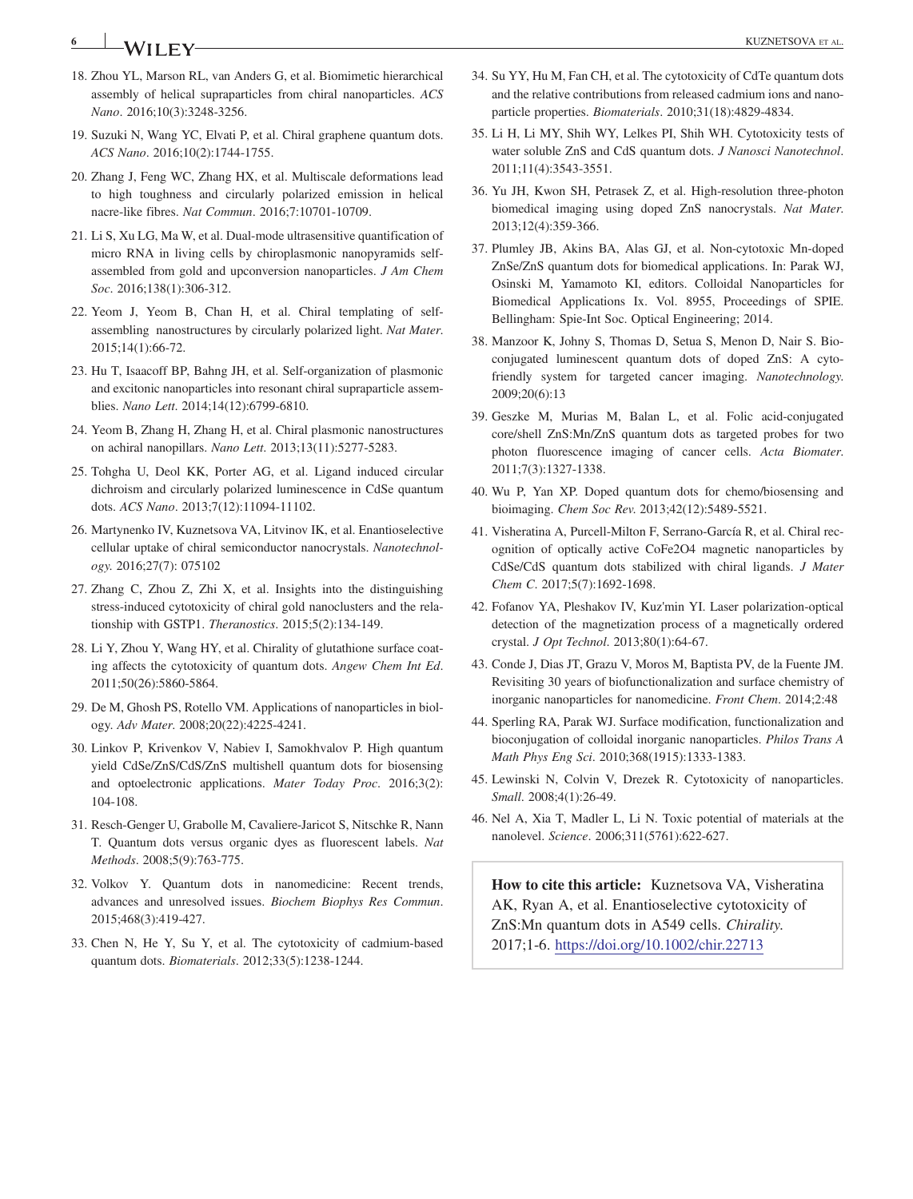18. Zhou YL, Marson RL, van Anders G, et al. Biomimetic hierarchical assembly of helical supraparticles from chiral nanoparticles. *ACS Nano*. 2016;10(3):3248-3256.
19. Suzuki N, Wang YC, Elvati P, et al. Chiral graphene quantum dots. *ACS Nano*. 2016;10(2):1744-1755.
20. Zhang J, Feng WC, Zhang HX, et al. Multiscale deformations lead to high toughness and circularly polarized emission in helical nacre-like fibres. *Nat Commun*. 2016;7:10701-10709.
21. Li S, Xu LG, Ma W, et al. Dual-mode ultrasensitive quantification of micro RNA in living cells by chiroplasmonic nanopyramids self-assembled from gold and upconversion nanoparticles. *J Am Chem Soc*. 2016;138(1):306-312.
22. Yeom J, Yeom B, Chan H, et al. Chiral templating of self-assembling nanostructures by circularly polarized light. *Nat Mater*. 2015;14(1):66-72.
23. Hu T, Isaacoff BP, Bahng JH, et al. Self-organization of plasmonic and excitonic nanoparticles into resonant chiral supraparticle assemblies. *Nano Lett*. 2014;14(12):6799-6810.
24. Yeom B, Zhang H, Zhang H, et al. Chiral plasmonic nanostructures on achiral nanopillars. *Nano Lett*. 2013;13(11):5277-5283.
25. Tohgha U, Deol KK, Porter AG, et al. Ligand induced circular dichroism and circularly polarized luminescence in CdSe quantum dots. *ACS Nano*. 2013;7(12):11094-11102.
26. Martynenko IV, Kuznetsova VA, Litvinov IK, et al. Enantioselective cellular uptake of chiral semiconductor nanocrystals. *Nanotechnology*. 2016;27(7): 075102
27. Zhang C, Zhou Z, Zhi X, et al. Insights into the distinguishing stress-induced cytotoxicity of chiral gold nanoclusters and the relationship with GSTP1. *Theranostics*. 2015;5(2):134-149.
28. Li Y, Zhou Y, Wang HY, et al. Chirality of glutathione surface coating affects the cytotoxicity of quantum dots. *Angew Chem Int Ed*. 2011;50(26):5860-5864.
29. De M, Ghosh PS, Rotello VM. Applications of nanoparticles in biology. *Adv Mater*. 2008;20(22):4225-4241.
30. Linkov P, Krivenkov V, Nabiev I, Samokhvalov P. High quantum yield CdSe/ZnS/CdS/ZnS multishell quantum dots for biosensing and optoelectronic applications. *Mater Today Proc*. 2016;3(2): 104-108.
31. Resch-Genger U, Grabolle M, Cavaliere-Jaricot S, Nitschke R, Nann T. Quantum dots versus organic dyes as fluorescent labels. *Nat Methods*. 2008;5(9):763-775.
32. Volkov Y. Quantum dots in nanomedicine: Recent trends, advances and unresolved issues. *Biochem Biophys Res Commun*. 2015;468(3):419-427.
33. Chen N, He Y, Su Y, et al. The cytotoxicity of cadmium-based quantum dots. *Biomaterials*. 2012;33(5):1238-1244.
34. Su YY, Hu M, Fan CH, et al. The cytotoxicity of CdTe quantum dots and the relative contributions from released cadmium ions and nanoparticle properties. *Biomaterials*. 2010;31(18):4829-4834.
35. Li H, Li MY, Shih WY, Lelkes PI, Shih WH. Cytotoxicity tests of water soluble ZnS and CdS quantum dots. *J Nanosci Nanotechnol*. 2011;11(4):3543-3551.
36. Yu JH, Kwon SH, Petrasek Z, et al. High-resolution three-photon biomedical imaging using doped ZnS nanocrystals. *Nat Mater*. 2013;12(4):359-366.
37. Plumley JB, Akins BA, Alas GJ, et al. Non-cytotoxic Mn-doped ZnSe/ZnS quantum dots for biomedical applications. In: Parak WJ, Osinski M, Yamamoto KI, editors. Colloidal Nanoparticles for Biomedical Applications Ix. Vol. 8955, Proceedings of SPIE. Bellingham: Spie-Int Soc. Optical Engineering; 2014.
38. Manzoor K, Johny S, Thomas D, Setua S, Menon D, Nair S. Bioconjugated luminescent quantum dots of doped ZnS: A cytofriendly system for targeted cancer imaging. *Nanotechnology*. 2009;20(6):13
39. Geszke M, Murias M, Balan L, et al. Folic acid-conjugated core/shell ZnS:Mn/ZnS quantum dots as targeted probes for two photon fluorescence imaging of cancer cells. *Acta Biomater*. 2011;7(3):1327-1338.
40. Wu P, Yan XP. Doped quantum dots for chemo/biosensing and bioimaging. *Chem Soc Rev*. 2013;42(12):5489-5521.
41. Visheratina A, Purcell-Milton F, Serrano-García R, et al. Chiral recognition of optically active CoFe2O4 magnetic nanoparticles by CdSe/CdS quantum dots stabilized with chiral ligands. *J Mater Chem C*. 2017;5(7):1692-1698.
42. Fofanov YA, Pleshakov IV, Kuz'min YI. Laser polarization-optical detection of the magnetization process of a magnetically ordered crystal. *J Opt Technol*. 2013;80(1):64-67.
43. Conde J, Dias JT, Grazu V, Moros M, Baptista PV, de la Fuente JM. Revisiting 30 years of biofunctionalization and surface chemistry of inorganic nanoparticles for nanomedicine. *Front Chem*. 2014;2:48
44. Sperling RA, Parak WJ. Surface modification, functionalization and bioconjugation of colloidal inorganic nanoparticles. *Philos Trans A Math Phys Eng Sci*. 2010;368(1915):1333-1383.
45. Lewinski N, Colvin V, Drezek R. Cytotoxicity of nanoparticles. *Small*. 2008;4(1):26-49.
46. Nel A, Xia T, Madler L, Li N. Toxic potential of materials at the nanolevel. *Science*. 2006;311(5761):622-627.

**How to cite this article:** Kuznetsova VA, Visheratina AK, Ryan A, et al. Enantioselective cytotoxicity of ZnS:Mn quantum dots in A549 cells. *Chirality*. 2017;1-6. https://doi.org/10.1002/chir.22713